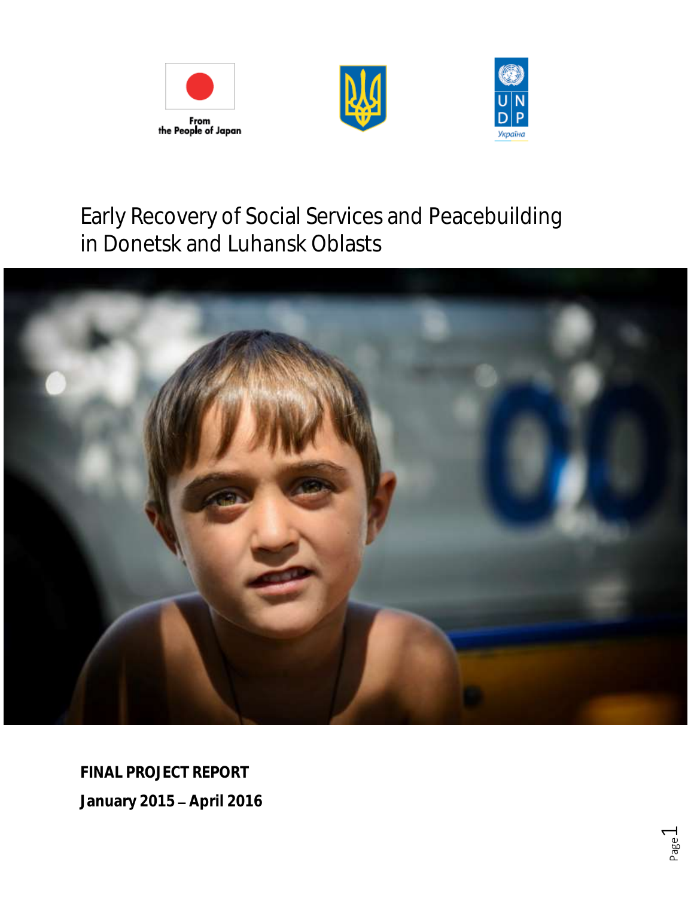From the People of Japan

Україна

# Early Recovery of Social Services and Peacebuilding in Donetsk and Luhansk Oblasts

**FINAL PROJECT REPORT**

**January 2015 – April 2016**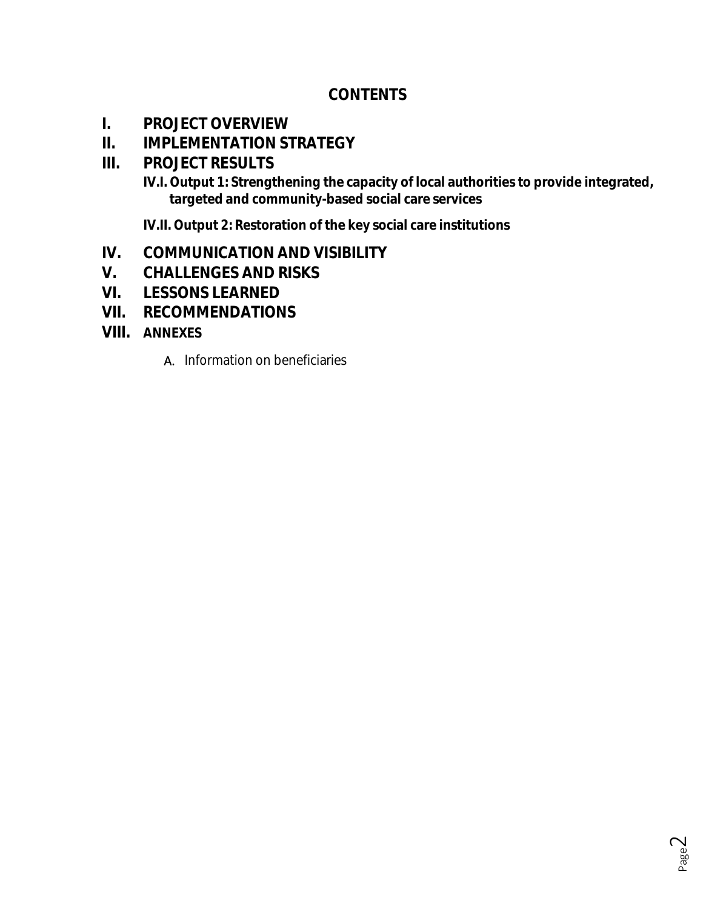**CONTENTS**

- **I. PROJECT OVERVIEW**
- **II. IMPLEMENTATION STRATEGY**
- **III. PROJECT RESULTS**
  - **IV.I. Output 1: Strengthening the capacity of local authorities to provide integrated, targeted and community-based social care services**
  - **IV.II. Output 2: Restoration of the key social care institutions**
- **IV. COMMUNICATION AND VISIBILITY**
- **V. CHALLENGES AND RISKS**
- **VI. LESSONS LEARNED**
- **VII. RECOMMENDATIONS**
- **VIII. ANNEXES**
  - A. Information on beneficiaries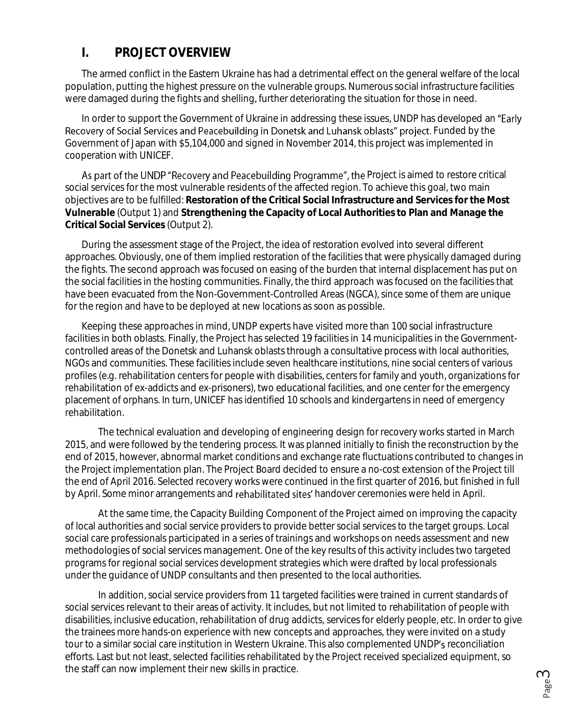# I. PROJECT OVERVIEW

The armed conflict in the Eastern Ukraine has had a detrimental effect on the general welfare of the local population, putting the highest pressure on the vulnerable groups. Numerous social infrastructure facilities were damaged during the fights and shelling, further deteriorating the situation for those in need.

In order to support the Government of Ukraine in addressing these issues, UNDP has developed an "Early Recovery of Social Services and Peacebuilding in Donetsk and Luhansk oblasts" project. Funded by the Government of Japan with $5,104,000 and signed in November 2014, this project was implemented in cooperation with UNICEF.

As part of the UNDP "Recovery and Peacebuilding Programme", the Project is aimed to restore critical social services for the most vulnerable residents of the affected region. To achieve this goal, two main objectives are to be fulfilled: **Restoration of the Critical Social Infrastructure and Services for the Most Vulnerable** (Output 1) and **Strengthening the Capacity of Local Authorities to Plan and Manage the Critical Social Services** (Output 2).

During the assessment stage of the Project, the idea of restoration evolved into several different approaches. Obviously, one of them implied restoration of the facilities that were physically damaged during the fights. The second approach was focused on easing of the burden that internal displacement has put on the social facilities in the hosting communities. Finally, the third approach was focused on the facilities that have been evacuated from the Non-Government-Controlled Areas (NGCA), since some of them are unique for the region and have to be deployed at new locations as soon as possible.

Keeping these approaches in mind, UNDP experts have visited more than 100 social infrastructure facilities in both oblasts. Finally, the Project has selected 19 facilities in 14 municipalities in the Government-controlled areas of the Donetsk and Luhansk oblasts through a consultative process with local authorities, NGOs and communities. These facilities include seven healthcare institutions, nine social centers of various profiles (e.g. rehabilitation centers for people with disabilities, centers for family and youth, organizations for rehabilitation of ex-addicts and ex-prisoners), two educational facilities, and one center for the emergency placement of orphans. In turn, UNICEF has identified 10 schools and kindergartens in need of emergency rehabilitation.

The technical evaluation and developing of engineering design for recovery works started in March 2015, and were followed by the tendering process. It was planned initially to finish the reconstruction by the end of 2015, however, abnormal market conditions and exchange rate fluctuations contributed to changes in the Project implementation plan. The Project Board decided to ensure a no-cost extension of the Project till the end of April 2016. Selected recovery works were continued in the first quarter of 2016, but finished in full by April. Some minor arrangements and rehabilitated sites' handover ceremonies were held in April.

At the same time, the Capacity Building Component of the Project aimed on improving the capacity of local authorities and social service providers to provide better social services to the target groups. Local social care professionals participated in a series of trainings and workshops on needs assessment and new methodologies of social services management. One of the key results of this activity includes two targeted programs for regional social services development strategies which were drafted by local professionals under the guidance of UNDP consultants and then presented to the local authorities.

In addition, social service providers from 11 targeted facilities were trained in current standards of social services relevant to their areas of activity. It includes, but not limited to rehabilitation of people with disabilities, inclusive education, rehabilitation of drug addicts, services for elderly people, etc. In order to give the trainees more hands-on experience with new concepts and approaches, they were invited on a study tour to a similar social care institution in Western Ukraine. This also complemented UNDP's reconciliation efforts. Last but not least, selected facilities rehabilitated by the Project received specialized equipment, so the staff can now implement their new skills in practice.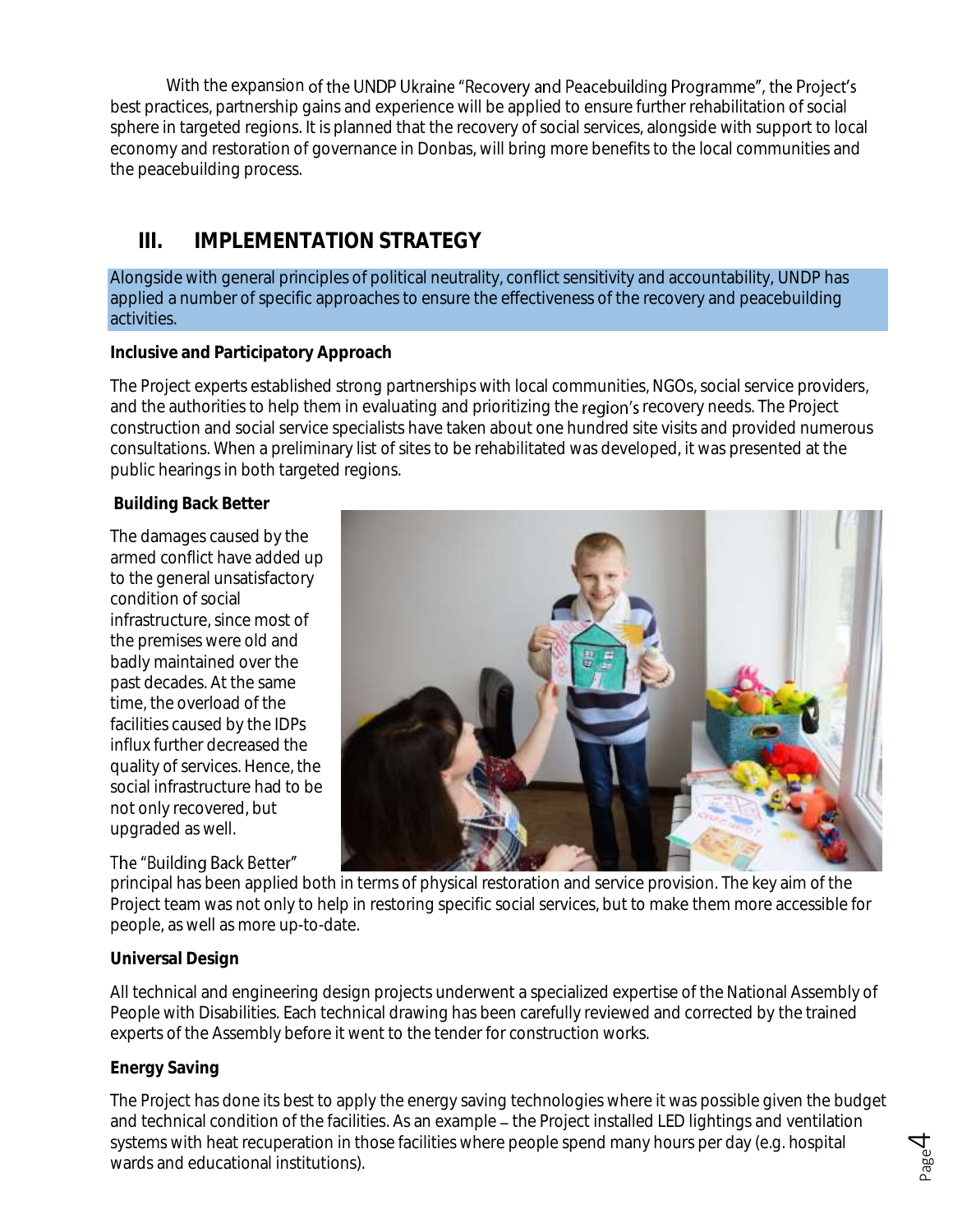With the expansion of the UNDP Ukraine "Recovery and Peacebuilding Programme", the Project's best practices, partnership gains and experience will be applied to ensure further rehabilitation of social sphere in targeted regions. It is planned that the recovery of social services, alongside with support to local economy and restoration of governance in Donbas, will bring more benefits to the local communities and the peacebuilding process.

## III. IMPLEMENTATION STRATEGY

Alongside with general principles of political neutrality, conflict sensitivity and accountability, UNDP has applied a number of specific approaches to ensure the effectiveness of the recovery and peacebuilding activities.

**Inclusive and Participatory Approach**

The Project experts established strong partnerships with local communities, NGOs, social service providers, and the authorities to help them in evaluating and prioritizing the region's recovery needs. The Project construction and social service specialists have taken about one hundred site visits and provided numerous consultations. When a preliminary list of sites to be rehabilitated was developed, it was presented at the public hearings in both targeted regions.

**Building Back Better**

The damages caused by the armed conflict have added up to the general unsatisfactory condition of social infrastructure, since most of the premises were old and badly maintained over the past decades. At the same time, the overload of the facilities caused by the IDPs influx further decreased the quality of services. Hence, the social infrastructure had to be not only recovered, but upgraded as well.

The "Building Back Better" principal has been applied both in terms of physical restoration and service provision. The key aim of the Project team was not only to help in restoring specific social services, but to make them more accessible for people, as well as more up-to-date.

**Universal Design**

All technical and engineering design projects underwent a specialized expertise of the National Assembly of People with Disabilities. Each technical drawing has been carefully reviewed and corrected by the trained experts of the Assembly before it went to the tender for construction works.

**Energy Saving**

The Project has done its best to apply the energy saving technologies where it was possible given the budget and technical condition of the facilities. As an example – the Project installed LED lightings and ventilation systems with heat recuperation in those facilities where people spend many hours per day (e.g. hospital wards and educational institutions).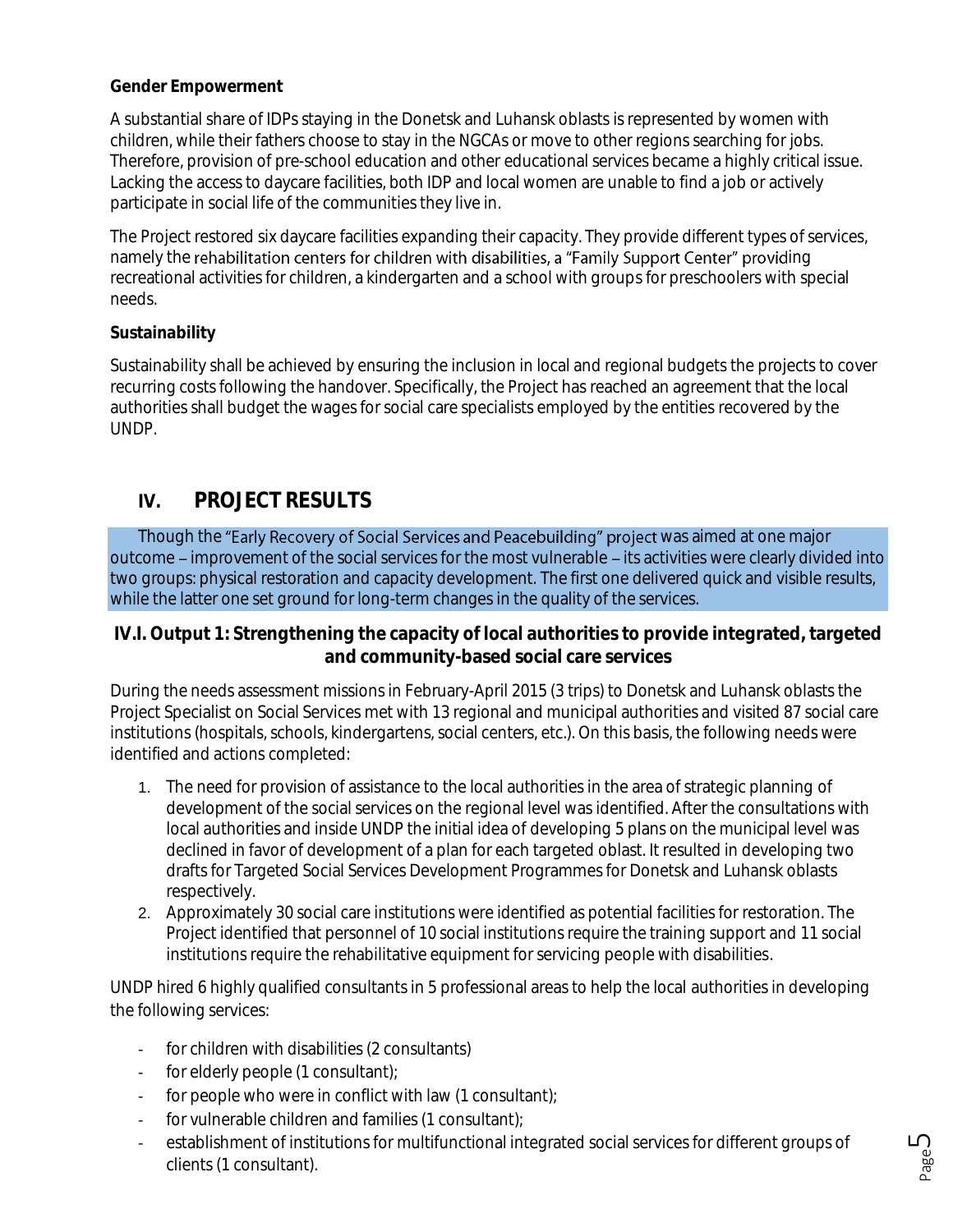**Gender Empowerment**

A substantial share of IDPs staying in the Donetsk and Luhansk oblasts is represented by women with children, while their fathers choose to stay in the NGCAs or move to other regions searching for jobs. Therefore, provision of pre-school education and other educational services became a highly critical issue. Lacking the access to daycare facilities, both IDP and local women are unable to find a job or actively participate in social life of the communities they live in.

The Project restored six daycare facilities expanding their capacity. They provide different types of services, namely the rehabilitation centers for children with disabilities, a "Family Support Center" providing recreational activities for children, a kindergarten and a school with groups for preschoolers with special needs.

**Sustainability**

Sustainability shall be achieved by ensuring the inclusion in local and regional budgets the projects to cover recurring costs following the handover. Specifically, the Project has reached an agreement that the local authorities shall budget the wages for social care specialists employed by the entities recovered by the UNDP.

## IV. PROJECT RESULTS

Though the "Early Recovery of Social Services and Peacebuilding" project was aimed at one major outcome – improvement of the social services for the most vulnerable – its activities were clearly divided into two groups: physical restoration and capacity development. The first one delivered quick and visible results, while the latter one set ground for long-term changes in the quality of the services.

### IV.I. Output 1: Strengthening the capacity of local authorities to provide integrated, targeted and community-based social care services

During the needs assessment missions in February-April 2015 (3 trips) to Donetsk and Luhansk oblasts the Project Specialist on Social Services met with 13 regional and municipal authorities and visited 87 social care institutions (hospitals, schools, kindergartens, social centers, etc.). On this basis, the following needs were identified and actions completed:

1. The need for provision of assistance to the local authorities in the area of strategic planning of development of the social services on the regional level was identified. After the consultations with local authorities and inside UNDP the initial idea of developing 5 plans on the municipal level was declined in favor of development of a plan for each targeted oblast. It resulted in developing two drafts for Targeted Social Services Development Programmes for Donetsk and Luhansk oblasts respectively.
2. Approximately 30 social care institutions were identified as potential facilities for restoration. The Project identified that personnel of 10 social institutions require the training support and 11 social institutions require the rehabilitative equipment for servicing people with disabilities.

UNDP hired 6 highly qualified consultants in 5 professional areas to help the local authorities in developing the following services:

- for children with disabilities (2 consultants)
- for elderly people (1 consultant);
- for people who were in conflict with law (1 consultant);
- for vulnerable children and families (1 consultant);
- establishment of institutions for multifunctional integrated social services for different groups of clients (1 consultant).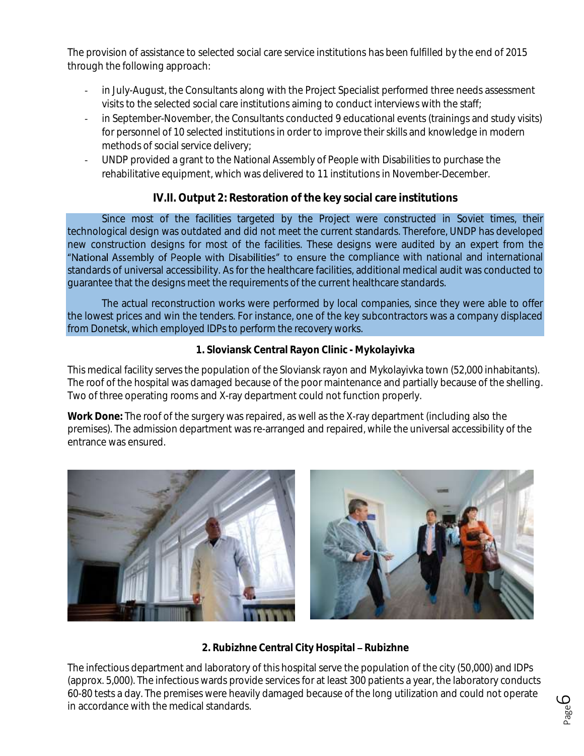The provision of assistance to selected social care service institutions has been fulfilled by the end of 2015 through the following approach:

- in July-August, the Consultants along with the Project Specialist performed three needs assessment visits to the selected social care institutions aiming to conduct interviews with the staff;
- in September-November, the Consultants conducted 9 educational events (trainings and study visits) for personnel of 10 selected institutions in order to improve their skills and knowledge in modern methods of social service delivery;
- UNDP provided a grant to the National Assembly of People with Disabilities to purchase the rehabilitative equipment, which was delivered to 11 institutions in November-December.

## IV.II. Output 2: Restoration of the key social care institutions

Since most of the facilities targeted by the Project were constructed in Soviet times, their technological design was outdated and did not meet the current standards. Therefore, UNDP has developed new construction designs for most of the facilities. These designs were audited by an expert from the "National Assembly of People with Disabilities" to ensure the compliance with national and international standards of universal accessibility. As for the healthcare facilities, additional medical audit was conducted to guarantee that the designs meet the requirements of the current healthcare standards.

The actual reconstruction works were performed by local companies, since they were able to offer the lowest prices and win the tenders. For instance, one of the key subcontractors was a company displaced from Donetsk, which employed IDPs to perform the recovery works.

### 1. Sloviansk Central Rayon Clinic - Mykolayivka

This medical facility serves the population of the Sloviansk rayon and Mykolayivka town (52,000 inhabitants). The roof of the hospital was damaged because of the poor maintenance and partially because of the shelling. Two of three operating rooms and X-ray department could not function properly.

**Work Done:** The roof of the surgery was repaired, as well as the X-ray department (including also the premises). The admission department was re-arranged and repaired, while the universal accessibility of the entrance was ensured.

### 2. Rubizhne Central City Hospital – Rubizhne

The infectious department and laboratory of this hospital serve the population of the city (50,000) and IDPs (approx. 5,000). The infectious wards provide services for at least 300 patients a year, the laboratory conducts 60-80 tests a day. The premises were heavily damaged because of the long utilization and could not operate in accordance with the medical standards.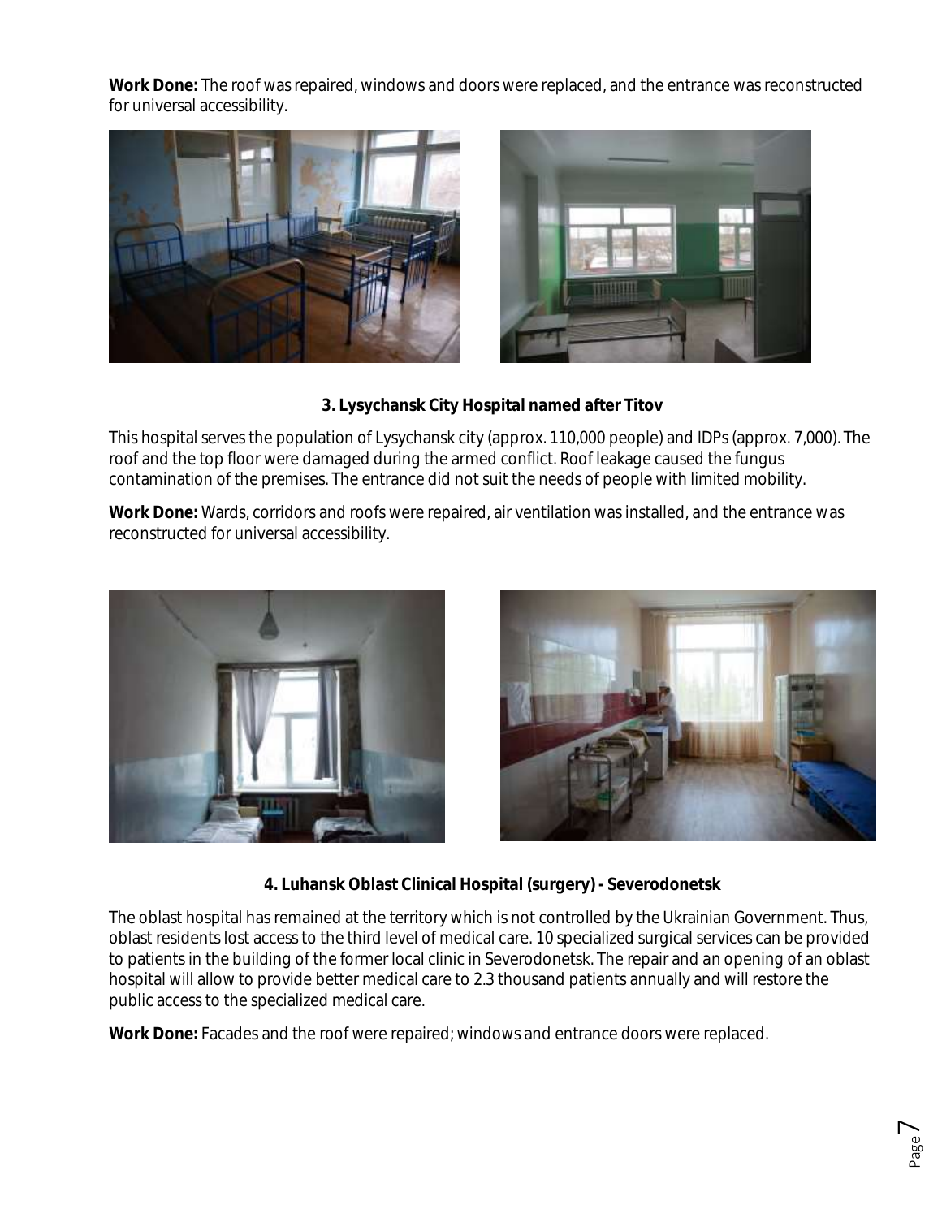**Work Done:** The roof was repaired, windows and doors were replaced, and the entrance was reconstructed for universal accessibility.

### 3. Lysychansk City Hospital named after Titov

This hospital serves the population of Lysychansk city (approx. 110,000 people) and IDPs (approx. 7,000). The roof and the top floor were damaged during the armed conflict. Roof leakage caused the fungus contamination of the premises. The entrance did not suit the needs of people with limited mobility.

**Work Done:** Wards, corridors and roofs were repaired, air ventilation was installed, and the entrance was reconstructed for universal accessibility.

### 4. Luhansk Oblast Clinical Hospital (surgery) - Severodonetsk

The oblast hospital has remained at the territory which is not controlled by the Ukrainian Government. Thus, oblast residents lost access to the third level of medical care. 10 specialized surgical services can be provided to patients in the building of the former local clinic in Severodonetsk. The repair and an opening of an oblast hospital will allow to provide better medical care to 2.3 thousand patients annually and will restore the public access to the specialized medical care.

**Work Done:** Facades and the roof were repaired; windows and entrance doors were replaced.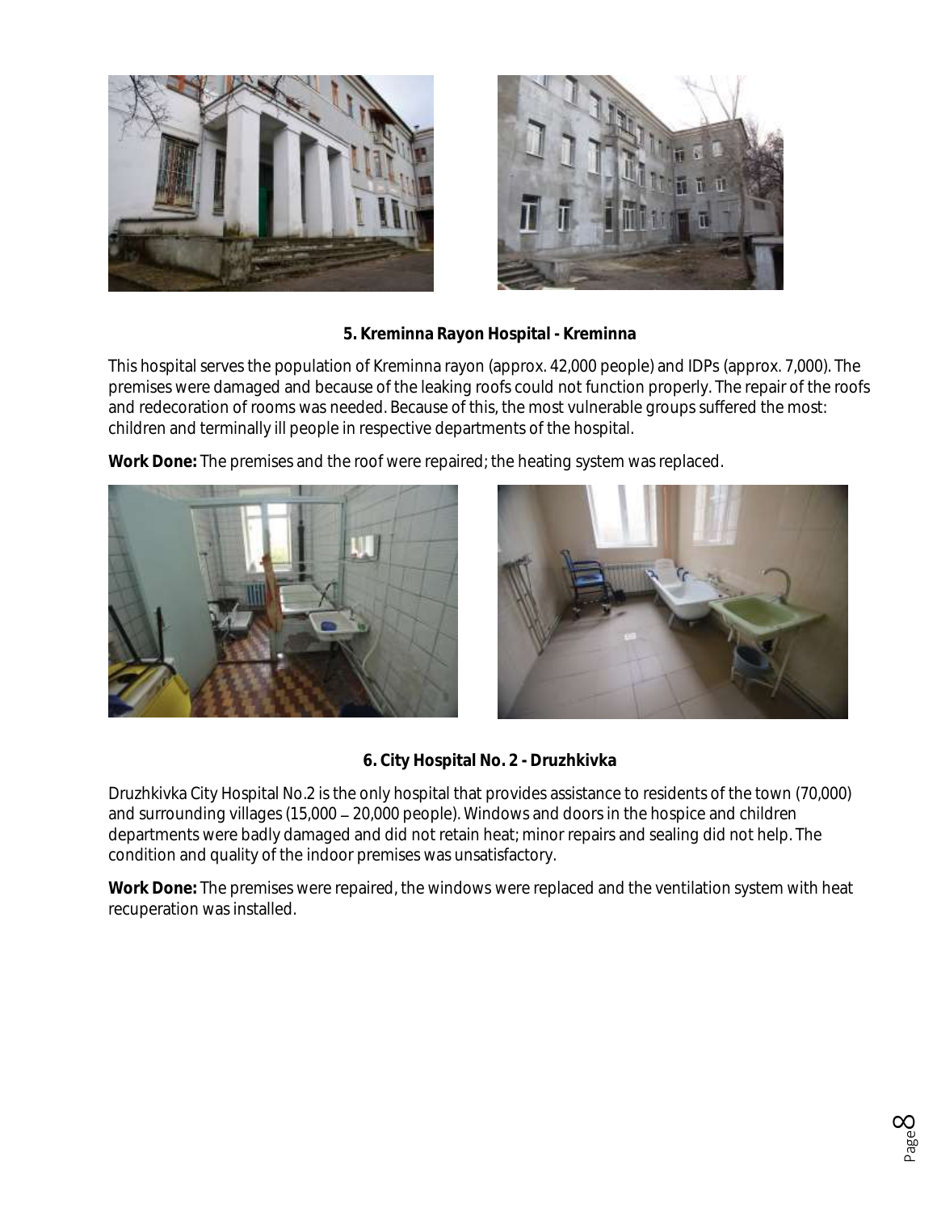**5. Kreminna Rayon Hospital - Kreminna**

This hospital serves the population of Kreminna rayon (approx. 42,000 people) and IDPs (approx. 7,000). The premises were damaged and because of the leaking roofs could not function properly. The repair of the roofs and redecoration of rooms was needed. Because of this, the most vulnerable groups suffered the most: children and terminally ill people in respective departments of the hospital.

**Work Done:** The premises and the roof were repaired; the heating system was replaced.

**6. City Hospital No. 2 - Druzhkivka**

Druzhkivka City Hospital No.2 is the only hospital that provides assistance to residents of the town (70,000) and surrounding villages (15,000 – 20,000 people). Windows and doors in the hospice and children departments were badly damaged and did not retain heat; minor repairs and sealing did not help. The condition and quality of the indoor premises was unsatisfactory.

**Work Done:** The premises were repaired, the windows were replaced and the ventilation system with heat recuperation was installed.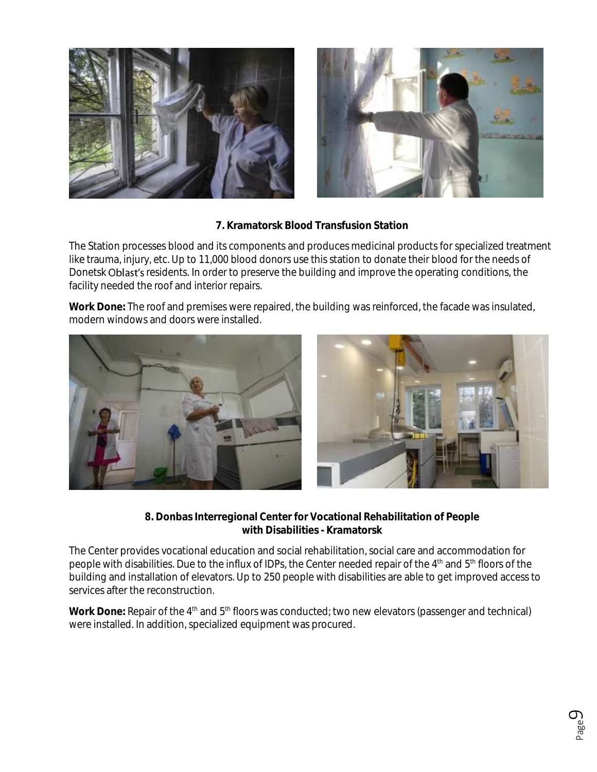### 7. Kramatorsk Blood Transfusion Station

The Station processes blood and its components and produces medicinal products for specialized treatment like trauma, injury, etc. Up to 11,000 blood donors use this station to donate their blood for the needs of Donetsk Oblast's residents. In order to preserve the building and improve the operating conditions, the facility needed the roof and interior repairs.

**Work Done:** The roof and premises were repaired, the building was reinforced, the facade was insulated, modern windows and doors were installed.

### 8. Donbas Interregional Center for Vocational Rehabilitation of People with Disabilities - Kramatorsk

The Center provides vocational education and social rehabilitation, social care and accommodation for people with disabilities. Due to the influx of IDPs, the Center needed repair of the 4th and 5th floors of the building and installation of elevators. Up to 250 people with disabilities are able to get improved access to services after the reconstruction.

**Work Done:** Repair of the 4th and 5th floors was conducted; two new elevators (passenger and technical) were installed. In addition, specialized equipment was procured.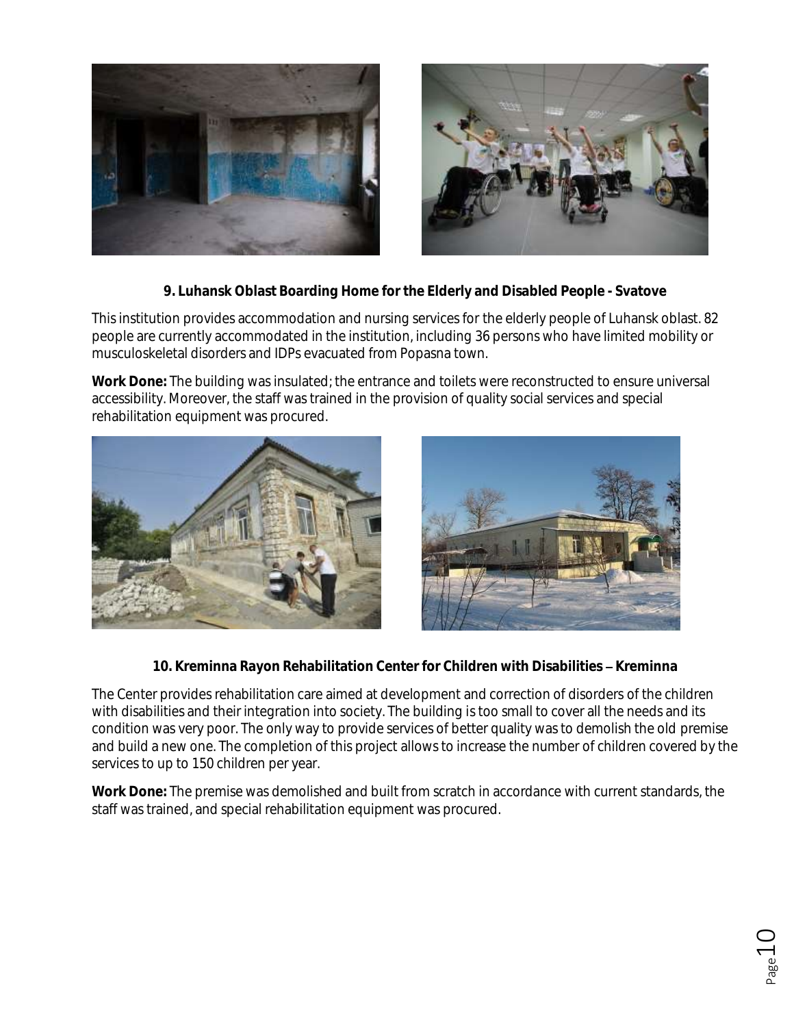**9. Luhansk Oblast Boarding Home for the Elderly and Disabled People - Svatove**

This institution provides accommodation and nursing services for the elderly people of Luhansk oblast. 82 people are currently accommodated in the institution, including 36 persons who have limited mobility or musculoskeletal disorders and IDPs evacuated from Popasna town.

**Work Done:** The building was insulated; the entrance and toilets were reconstructed to ensure universal accessibility. Moreover, the staff was trained in the provision of quality social services and special rehabilitation equipment was procured.

**10. Kreminna Rayon Rehabilitation Center for Children with Disabilities – Kreminna**

The Center provides rehabilitation care aimed at development and correction of disorders of the children with disabilities and their integration into society. The building is too small to cover all the needs and its condition was very poor. The only way to provide services of better quality was to demolish the old premise and build a new one. The completion of this project allows to increase the number of children covered by the services to up to 150 children per year.

**Work Done:** The premise was demolished and built from scratch in accordance with current standards, the staff was trained, and special rehabilitation equipment was procured.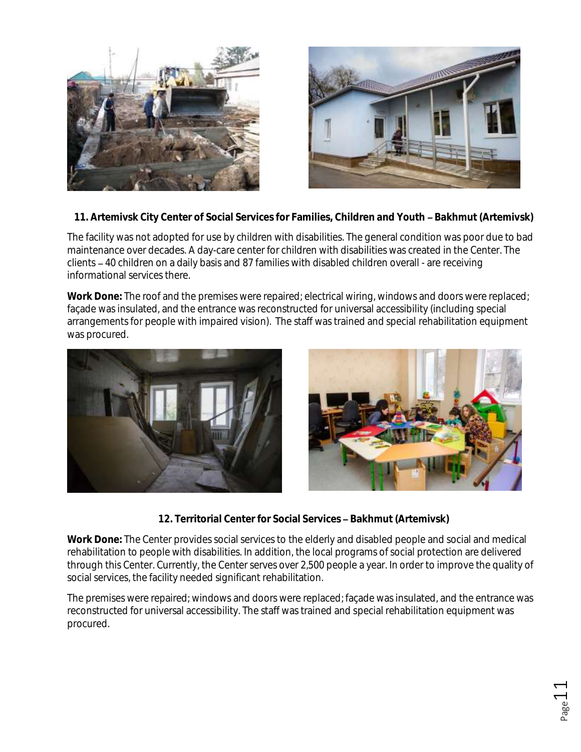**11. Artemivsk City Center of Social Services for Families, Children and Youth – Bakhmut (Artemivsk)**

The facility was not adopted for use by children with disabilities. The general condition was poor due to bad maintenance over decades. A day-care center for children with disabilities was created in the Center. The clients – 40 children on a daily basis and 87 families with disabled children overall - are receiving informational services there.

**Work Done:** The roof and the premises were repaired; electrical wiring, windows and doors were replaced; façade was insulated, and the entrance was reconstructed for universal accessibility (including special arrangements for people with impaired vision). The staff was trained and special rehabilitation equipment was procured.

**12. Territorial Center for Social Services – Bakhmut (Artemivsk)**

**Work Done:** The Center provides social services to the elderly and disabled people and social and medical rehabilitation to people with disabilities. In addition, the local programs of social protection are delivered through this Center. Currently, the Center serves over 2,500 people a year. In order to improve the quality of social services, the facility needed significant rehabilitation.

The premises were repaired; windows and doors were replaced; façade was insulated, and the entrance was reconstructed for universal accessibility. The staff was trained and special rehabilitation equipment was procured.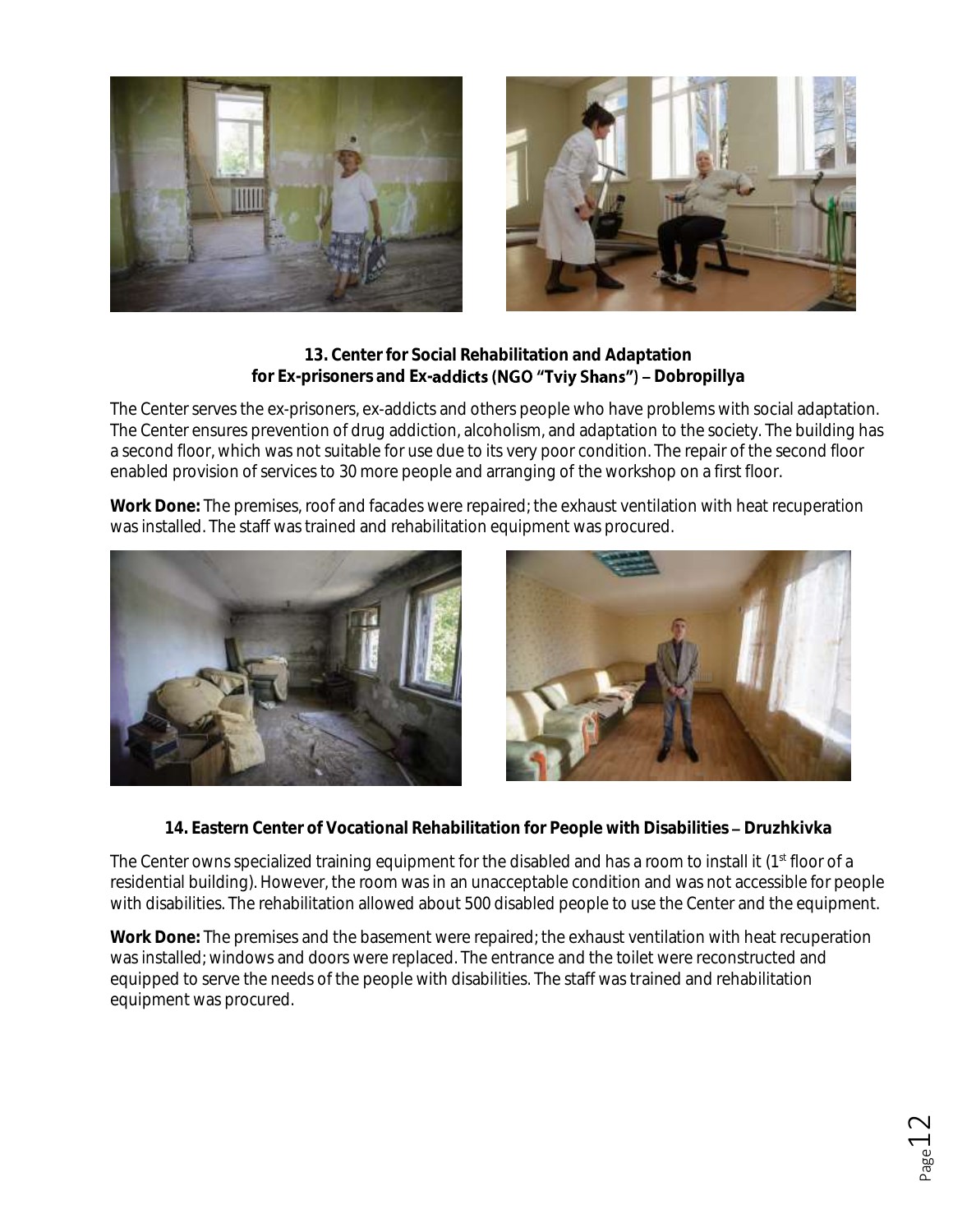**13. Center for Social Rehabilitation and Adaptation for Ex-prisoners and Ex-addicts (NGO "Tviy Shans") – Dobropillya**

The Center serves the ex-prisoners, ex-addicts and others people who have problems with social adaptation. The Center ensures prevention of drug addiction, alcoholism, and adaptation to the society. The building has a second floor, which was not suitable for use due to its very poor condition. The repair of the second floor enabled provision of services to 30 more people and arranging of the workshop on a first floor.

**Work Done:** The premises, roof and facades were repaired; the exhaust ventilation with heat recuperation was installed. The staff was trained and rehabilitation equipment was procured.

**14. Eastern Center of Vocational Rehabilitation for People with Disabilities – Druzhkivka**

The Center owns specialized training equipment for the disabled and has a room to install it (1st floor of a residential building). However, the room was in an unacceptable condition and was not accessible for people with disabilities. The rehabilitation allowed about 500 disabled people to use the Center and the equipment.

**Work Done:** The premises and the basement were repaired; the exhaust ventilation with heat recuperation was installed; windows and doors were replaced. The entrance and the toilet were reconstructed and equipped to serve the needs of the people with disabilities. The staff was trained and rehabilitation equipment was procured.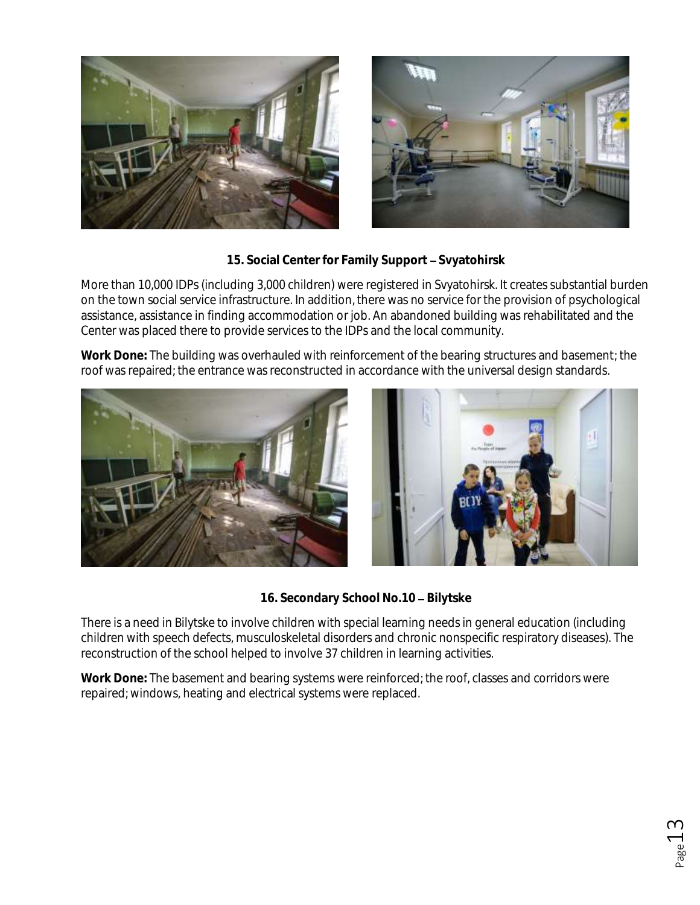**15. Social Center for Family Support – Svyatohirsk**

More than 10,000 IDPs (including 3,000 children) were registered in Svyatohirsk. It creates substantial burden on the town social service infrastructure. In addition, there was no service for the provision of psychological assistance, assistance in finding accommodation or job. An abandoned building was rehabilitated and the Center was placed there to provide services to the IDPs and the local community.

**Work Done:** The building was overhauled with reinforcement of the bearing structures and basement; the roof was repaired; the entrance was reconstructed in accordance with the universal design standards.

**16. Secondary School No.10 – Bilytske**

There is a need in Bilytske to involve children with special learning needs in general education (including children with speech defects, musculoskeletal disorders and chronic nonspecific respiratory diseases). The reconstruction of the school helped to involve 37 children in learning activities.

**Work Done:** The basement and bearing systems were reinforced; the roof, classes and corridors were repaired; windows, heating and electrical systems were replaced.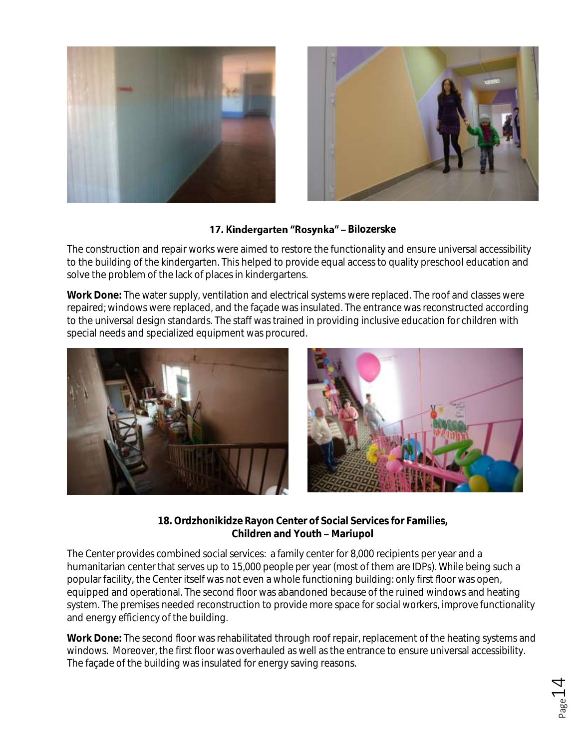### 17. Kindergarten "Rosynka" – Bilozerske

The construction and repair works were aimed to restore the functionality and ensure universal accessibility to the building of the kindergarten. This helped to provide equal access to quality preschool education and solve the problem of the lack of places in kindergartens.

**Work Done:** The water supply, ventilation and electrical systems were replaced. The roof and classes were repaired; windows were replaced, and the façade was insulated. The entrance was reconstructed according to the universal design standards. The staff was trained in providing inclusive education for children with special needs and specialized equipment was procured.

### 18. Ordzhonikidze Rayon Center of Social Services for Families, Children and Youth – Mariupol

The Center provides combined social services: a family center for 8,000 recipients per year and a humanitarian center that serves up to 15,000 people per year (most of them are IDPs). While being such a popular facility, the Center itself was not even a whole functioning building: only first floor was open, equipped and operational. The second floor was abandoned because of the ruined windows and heating system. The premises needed reconstruction to provide more space for social workers, improve functionality and energy efficiency of the building.

**Work Done:** The second floor was rehabilitated through roof repair, replacement of the heating systems and windows. Moreover, the first floor was overhauled as well as the entrance to ensure universal accessibility. The façade of the building was insulated for energy saving reasons.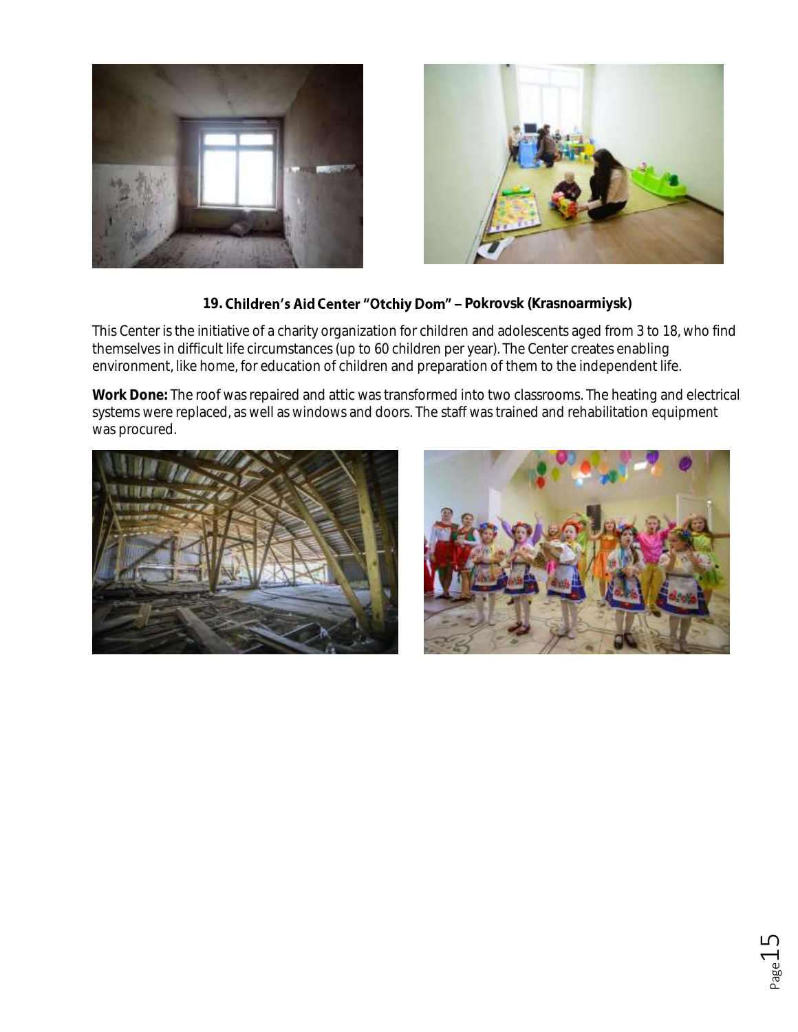### 19. Children's Aid Center "Otchiy Dom" – Pokrovsk (Krasnoarmiysk)

This Center is the initiative of a charity organization for children and adolescents aged from 3 to 18, who find themselves in difficult life circumstances (up to 60 children per year). The Center creates enabling environment, like home, for education of children and preparation of them to the independent life.

**Work Done:** The roof was repaired and attic was transformed into two classrooms. The heating and electrical systems were replaced, as well as windows and doors. The staff was trained and rehabilitation equipment was procured.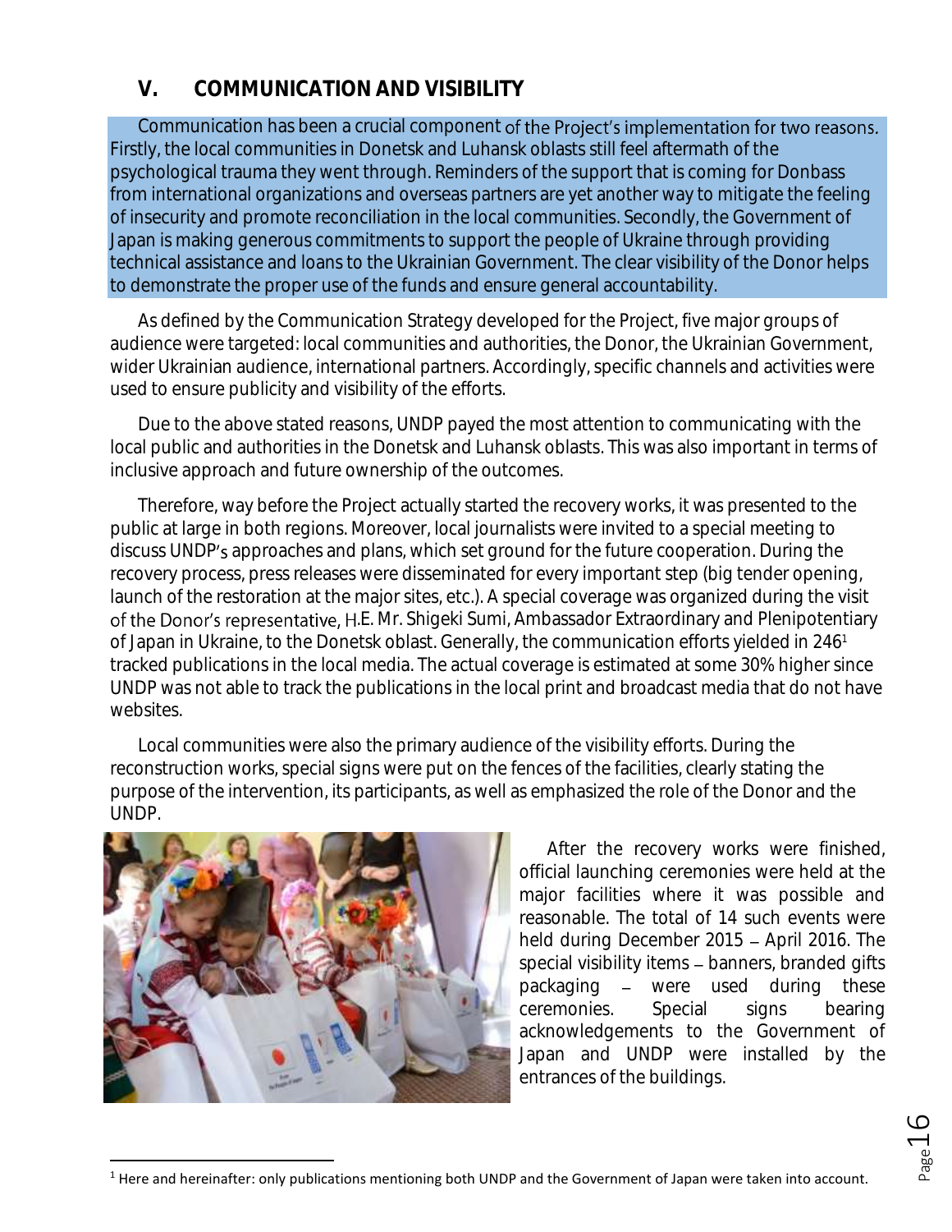## V. COMMUNICATION AND VISIBILITY

Communication has been a crucial component of the Project's implementation for two reasons. Firstly, the local communities in Donetsk and Luhansk oblasts still feel aftermath of the psychological trauma they went through. Reminders of the support that is coming for Donbass from international organizations and overseas partners are yet another way to mitigate the feeling of insecurity and promote reconciliation in the local communities. Secondly, the Government of Japan is making generous commitments to support the people of Ukraine through providing technical assistance and loans to the Ukrainian Government. The clear visibility of the Donor helps to demonstrate the proper use of the funds and ensure general accountability.

As defined by the Communication Strategy developed for the Project, five major groups of audience were targeted: local communities and authorities, the Donor, the Ukrainian Government, wider Ukrainian audience, international partners. Accordingly, specific channels and activities were used to ensure publicity and visibility of the efforts.

Due to the above stated reasons, UNDP payed the most attention to communicating with the local public and authorities in the Donetsk and Luhansk oblasts. This was also important in terms of inclusive approach and future ownership of the outcomes.

Therefore, way before the Project actually started the recovery works, it was presented to the public at large in both regions. Moreover, local journalists were invited to a special meeting to discuss UNDP's approaches and plans, which set ground for the future cooperation. During the recovery process, press releases were disseminated for every important step (big tender opening, launch of the restoration at the major sites, etc.). A special coverage was organized during the visit of the Donor's representative, H.E. Mr. Shigeki Sumi, Ambassador Extraordinary and Plenipotentiary of Japan in Ukraine, to the Donetsk oblast. Generally, the communication efforts yielded in 246[1] tracked publications in the local media. The actual coverage is estimated at some 30% higher since UNDP was not able to track the publications in the local print and broadcast media that do not have websites.

Local communities were also the primary audience of the visibility efforts. During the reconstruction works, special signs were put on the fences of the facilities, clearly stating the purpose of the intervention, its participants, as well as emphasized the role of the Donor and the UNDP.

After the recovery works were finished, official launching ceremonies were held at the major facilities where it was possible and reasonable. The total of 14 such events were held during December 2015 – April 2016. The special visibility items – banners, branded gifts packaging – were used during these ceremonies. Special signs bearing acknowledgements to the Government of Japan and UNDP were installed by the entrances of the buildings.

---

[1] Here and hereinafter: only publications mentioning both UNDP and the Government of Japan were taken into account.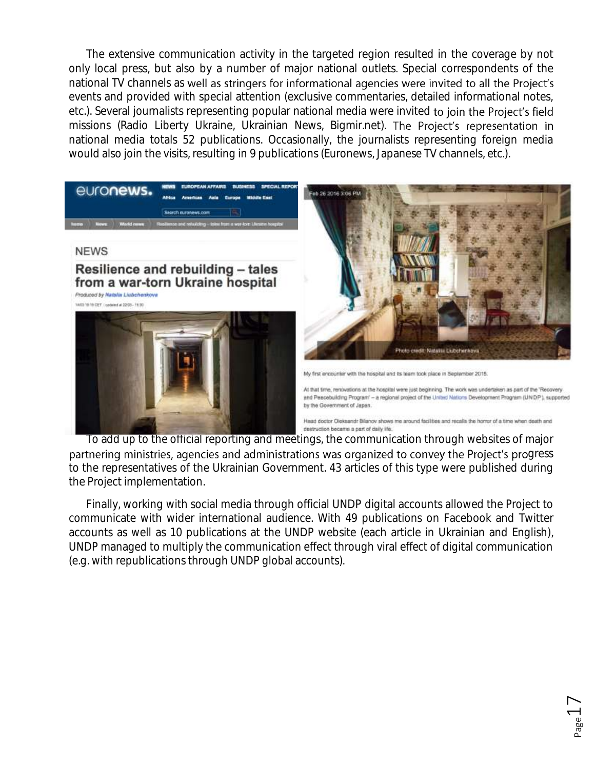The extensive communication activity in the targeted region resulted in the coverage by not only local press, but also by a number of major national outlets. Special correspondents of the national TV channels as well as stringers for informational agencies were invited to all the Project's events and provided with special attention (exclusive commentaries, detailed informational notes, etc.). Several journalists representing popular national media were invited to join the Project's field missions (Radio Liberty Ukraine, Ukrainian News, Bigmir.net). The Project's representation in national media totals 52 publications. Occasionally, the journalists representing foreign media would also join the visits, resulting in 9 publications (Euronews, Japanese TV channels, etc.).

To add up to the official reporting and meetings, the communication through websites of major partnering ministries, agencies and administrations was organized to convey the Project's progress to the representatives of the Ukrainian Government. 43 articles of this type were published during the Project implementation.

Finally, working with social media through official UNDP digital accounts allowed the Project to communicate with wider international audience. With 49 publications on Facebook and Twitter accounts as well as 10 publications at the UNDP website (each article in Ukrainian and English), UNDP managed to multiply the communication effect through viral effect of digital communication (e.g. with republications through UNDP global accounts).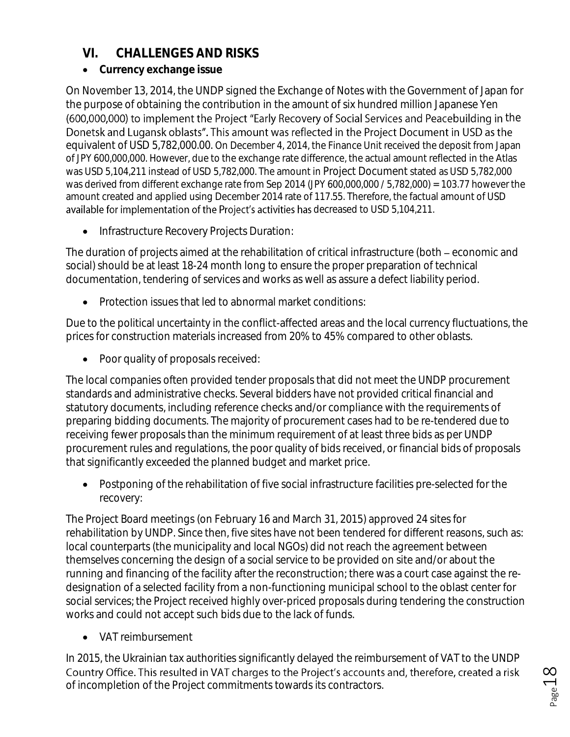## VI. CHALLENGES AND RISKS

- **Currency exchange issue**

On November 13, 2014, the UNDP signed the Exchange of Notes with the Government of Japan for the purpose of obtaining the contribution in the amount of six hundred million Japanese Yen (600,000,000) to implement the Project "Early Recovery of Social Services and Peacebuilding in the Donetsk and Lugansk oblasts". This amount was reflected in the Project Document in USD as the equivalent of USD 5,782,000.00. On December 4, 2014, the Finance Unit received the deposit from Japan of JPY 600,000,000. However, due to the exchange rate difference, the actual amount reflected in the Atlas was USD 5,104,211 instead of USD 5,782,000. The amount in Project Document stated as USD 5,782,000 was derived from different exchange rate from Sep 2014 (JPY 600,000,000 / 5,782,000) = 103.77 however the amount created and applied using December 2014 rate of 117.55. Therefore, the factual amount of USD available for implementation of the Project's activities has decreased to USD 5,104,211.

- Infrastructure Recovery Projects Duration:

The duration of projects aimed at the rehabilitation of critical infrastructure (both – economic and social) should be at least 18-24 month long to ensure the proper preparation of technical documentation, tendering of services and works as well as assure a defect liability period.

- Protection issues that led to abnormal market conditions:

Due to the political uncertainty in the conflict-affected areas and the local currency fluctuations, the prices for construction materials increased from 20% to 45% compared to other oblasts.

- Poor quality of proposals received:

The local companies often provided tender proposals that did not meet the UNDP procurement standards and administrative checks. Several bidders have not provided critical financial and statutory documents, including reference checks and/or compliance with the requirements of preparing bidding documents. The majority of procurement cases had to be re-tendered due to receiving fewer proposals than the minimum requirement of at least three bids as per UNDP procurement rules and regulations, the poor quality of bids received, or financial bids of proposals that significantly exceeded the planned budget and market price.

- Postponing of the rehabilitation of five social infrastructure facilities pre-selected for the recovery:

The Project Board meetings (on February 16 and March 31, 2015) approved 24 sites for rehabilitation by UNDP. Since then, five sites have not been tendered for different reasons, such as: local counterparts (the municipality and local NGOs) did not reach the agreement between themselves concerning the design of a social service to be provided on site and/or about the running and financing of the facility after the reconstruction; there was a court case against the re-designation of a selected facility from a non-functioning municipal school to the oblast center for social services; the Project received highly over-priced proposals during tendering the construction works and could not accept such bids due to the lack of funds.

- VAT reimbursement

In 2015, the Ukrainian tax authorities significantly delayed the reimbursement of VAT to the UNDP Country Office. This resulted in VAT charges to the Project's accounts and, therefore, created a risk of incompletion of the Project commitments towards its contractors.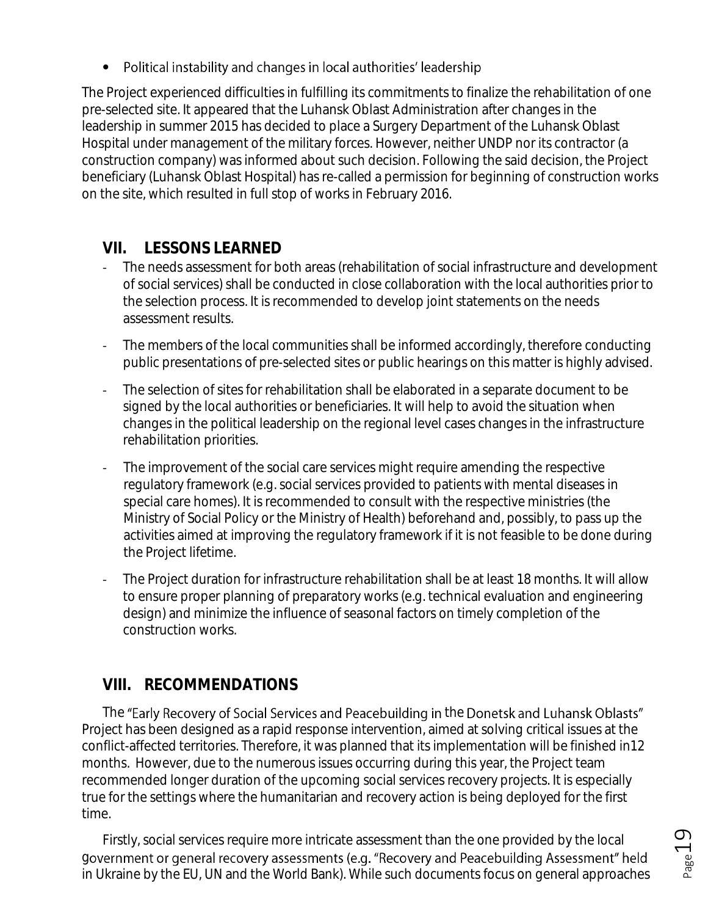- Political instability and changes in local authorities' leadership

The Project experienced difficulties in fulfilling its commitments to finalize the rehabilitation of one pre-selected site. It appeared that the Luhansk Oblast Administration after changes in the leadership in summer 2015 has decided to place a Surgery Department of the Luhansk Oblast Hospital under management of the military forces. However, neither UNDP nor its contractor (a construction company) was informed about such decision. Following the said decision, the Project beneficiary (Luhansk Oblast Hospital) has re-called a permission for beginning of construction works on the site, which resulted in full stop of works in February 2016.

## VII. LESSONS LEARNED

- The needs assessment for both areas (rehabilitation of social infrastructure and development of social services) shall be conducted in close collaboration with the local authorities prior to the selection process. It is recommended to develop joint statements on the needs assessment results.
- The members of the local communities shall be informed accordingly, therefore conducting public presentations of pre-selected sites or public hearings on this matter is highly advised.
- The selection of sites for rehabilitation shall be elaborated in a separate document to be signed by the local authorities or beneficiaries. It will help to avoid the situation when changes in the political leadership on the regional level cases changes in the infrastructure rehabilitation priorities.
- The improvement of the social care services might require amending the respective regulatory framework (e.g. social services provided to patients with mental diseases in special care homes). It is recommended to consult with the respective ministries (the Ministry of Social Policy or the Ministry of Health) beforehand and, possibly, to pass up the activities aimed at improving the regulatory framework if it is not feasible to be done during the Project lifetime.
- The Project duration for infrastructure rehabilitation shall be at least 18 months. It will allow to ensure proper planning of preparatory works (e.g. technical evaluation and engineering design) and minimize the influence of seasonal factors on timely completion of the construction works.

## VIII. RECOMMENDATIONS

The "Early Recovery of Social Services and Peacebuilding in the Donetsk and Luhansk Oblasts" Project has been designed as a rapid response intervention, aimed at solving critical issues at the conflict-affected territories. Therefore, it was planned that its implementation will be finished in12 months. However, due to the numerous issues occurring during this year, the Project team recommended longer duration of the upcoming social services recovery projects. It is especially true for the settings where the humanitarian and recovery action is being deployed for the first time.

Firstly, social services require more intricate assessment than the one provided by the local government or general recovery assessments (e.g. "Recovery and Peacebuilding Assessment" held in Ukraine by the EU, UN and the World Bank). While such documents focus on general approaches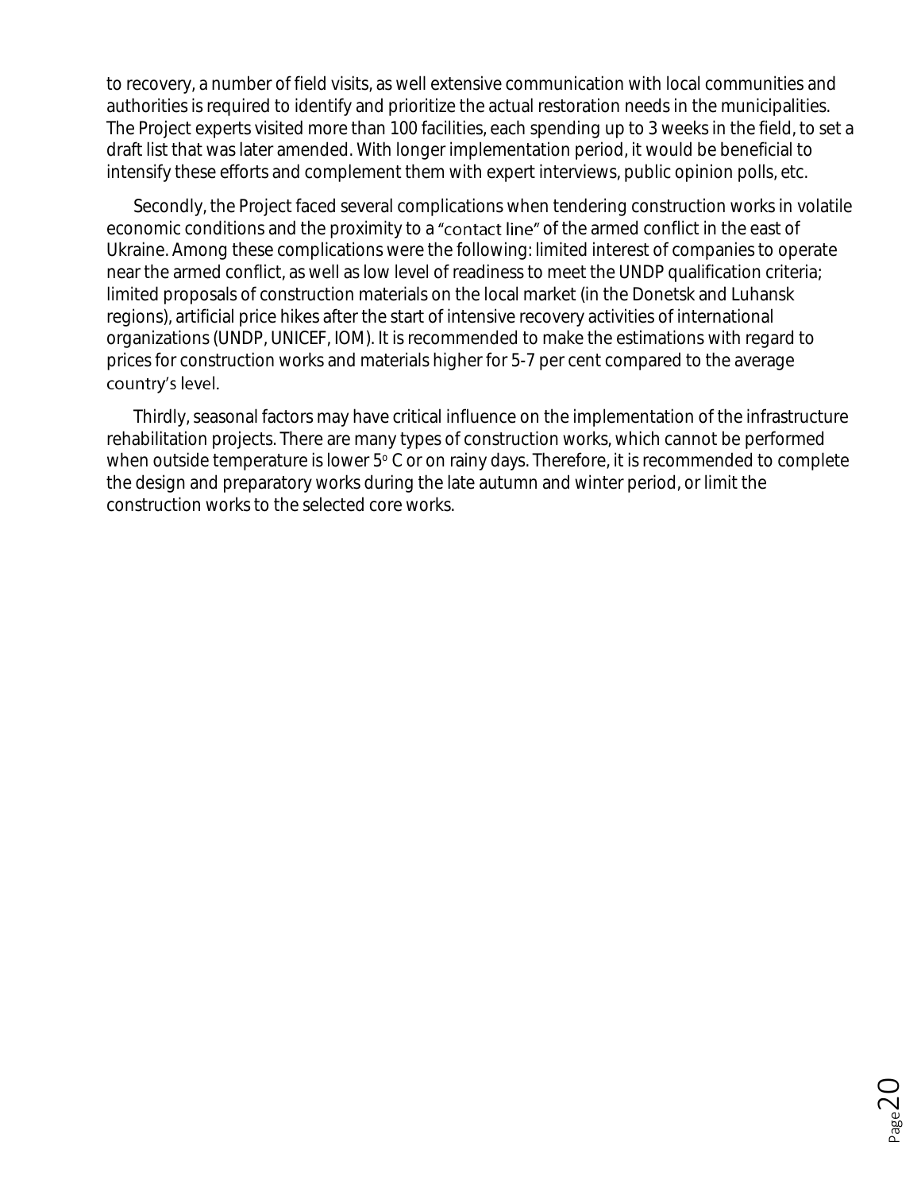to recovery, a number of field visits, as well extensive communication with local communities and authorities is required to identify and prioritize the actual restoration needs in the municipalities. The Project experts visited more than 100 facilities, each spending up to 3 weeks in the field, to set a draft list that was later amended. With longer implementation period, it would be beneficial to intensify these efforts and complement them with expert interviews, public opinion polls, etc.

Secondly, the Project faced several complications when tendering construction works in volatile economic conditions and the proximity to a "contact line" of the armed conflict in the east of Ukraine. Among these complications were the following: limited interest of companies to operate near the armed conflict, as well as low level of readiness to meet the UNDP qualification criteria; limited proposals of construction materials on the local market (in the Donetsk and Luhansk regions), artificial price hikes after the start of intensive recovery activities of international organizations (UNDP, UNICEF, IOM). It is recommended to make the estimations with regard to prices for construction works and materials higher for 5-7 per cent compared to the average country's level.

Thirdly, seasonal factors may have critical influence on the implementation of the infrastructure rehabilitation projects. There are many types of construction works, which cannot be performed when outside temperature is lower 5° C or on rainy days. Therefore, it is recommended to complete the design and preparatory works during the late autumn and winter period, or limit the construction works to the selected core works.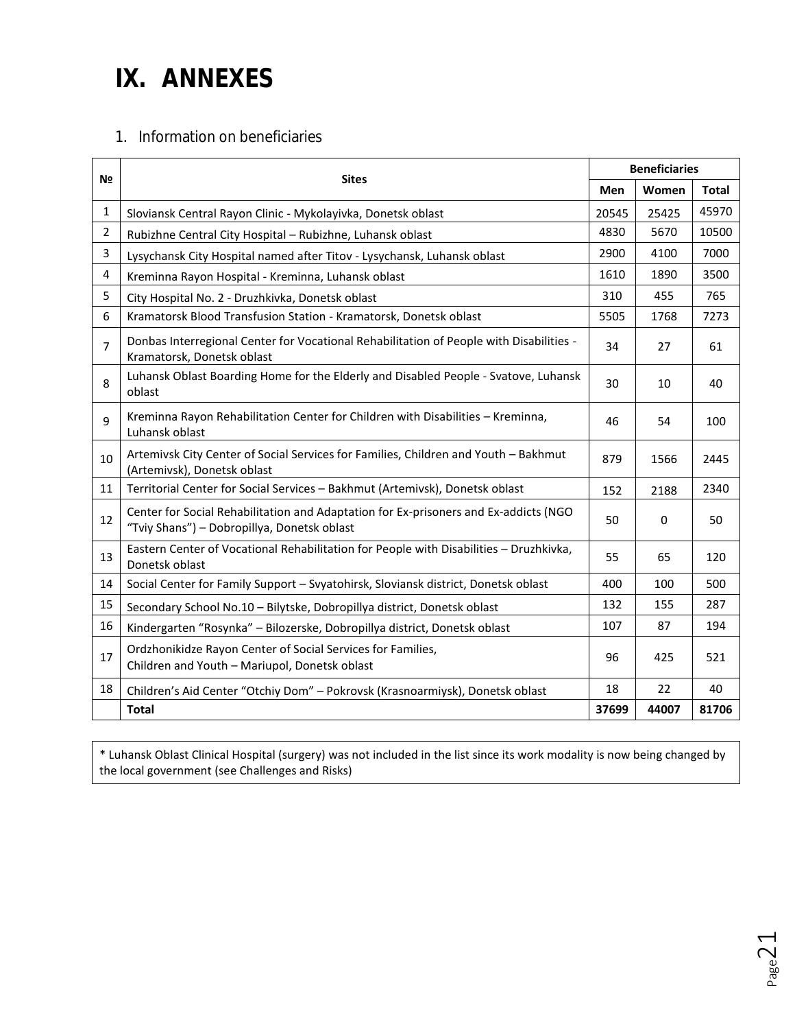# IX. ANNEXES

1. Information on beneficiaries

| № | Sites | Beneficiaries | | |
|---|---|---|---|---|
| | | Men | Women | Total |
| 1 | Sloviansk Central Rayon Clinic - Mykolayivka, Donetsk oblast | 20545 | 25425 | 45970 |
| 2 | Rubizhne Central City Hospital – Rubizhne, Luhansk oblast | 4830 | 5670 | 10500 |
| 3 | Lysychansk City Hospital named after Titov - Lysychansk, Luhansk oblast | 2900 | 4100 | 7000 |
| 4 | Kreminna Rayon Hospital - Kreminna, Luhansk oblast | 1610 | 1890 | 3500 |
| 5 | City Hospital No. 2 - Druzhkivka, Donetsk oblast | 310 | 455 | 765 |
| 6 | Kramatorsk Blood Transfusion Station - Kramatorsk, Donetsk oblast | 5505 | 1768 | 7273 |
| 7 | Donbas Interregional Center for Vocational Rehabilitation of People with Disabilities - Kramatorsk, Donetsk oblast | 34 | 27 | 61 |
| 8 | Luhansk Oblast Boarding Home for the Elderly and Disabled People - Svatove, Luhansk oblast | 30 | 10 | 40 |
| 9 | Kreminna Rayon Rehabilitation Center for Children with Disabilities – Kreminna, Luhansk oblast | 46 | 54 | 100 |
| 10 | Artemivsk City Center of Social Services for Families, Children and Youth – Bakhmut (Artemivsk), Donetsk oblast | 879 | 1566 | 2445 |
| 11 | Territorial Center for Social Services – Bakhmut (Artemivsk), Donetsk oblast | 152 | 2188 | 2340 |
| 12 | Center for Social Rehabilitation and Adaptation for Ex-prisoners and Ex-addicts (NGO "Tviy Shans") – Dobropillya, Donetsk oblast | 50 | 0 | 50 |
| 13 | Eastern Center of Vocational Rehabilitation for People with Disabilities – Druzhkivka, Donetsk oblast | 55 | 65 | 120 |
| 14 | Social Center for Family Support – Svyatohirsk, Sloviansk district, Donetsk oblast | 400 | 100 | 500 |
| 15 | Secondary School No.10 – Bilytske, Dobropillya district, Donetsk oblast | 132 | 155 | 287 |
| 16 | Kindergarten "Rosynka" – Bilozerske, Dobropillya district, Donetsk oblast | 107 | 87 | 194 |
| 17 | Ordzhonikidze Rayon Center of Social Services for Families, Children and Youth – Mariupol, Donetsk oblast | 96 | 425 | 521 |
| 18 | Children's Aid Center "Otchiy Dom" – Pokrovsk (Krasnoarmiysk), Donetsk oblast | 18 | 22 | 40 |
| | **Total** | **37699** | **44007** | **81706** |

* Luhansk Oblast Clinical Hospital (surgery) was not included in the list since its work modality is now being changed by the local government (see Challenges and Risks)